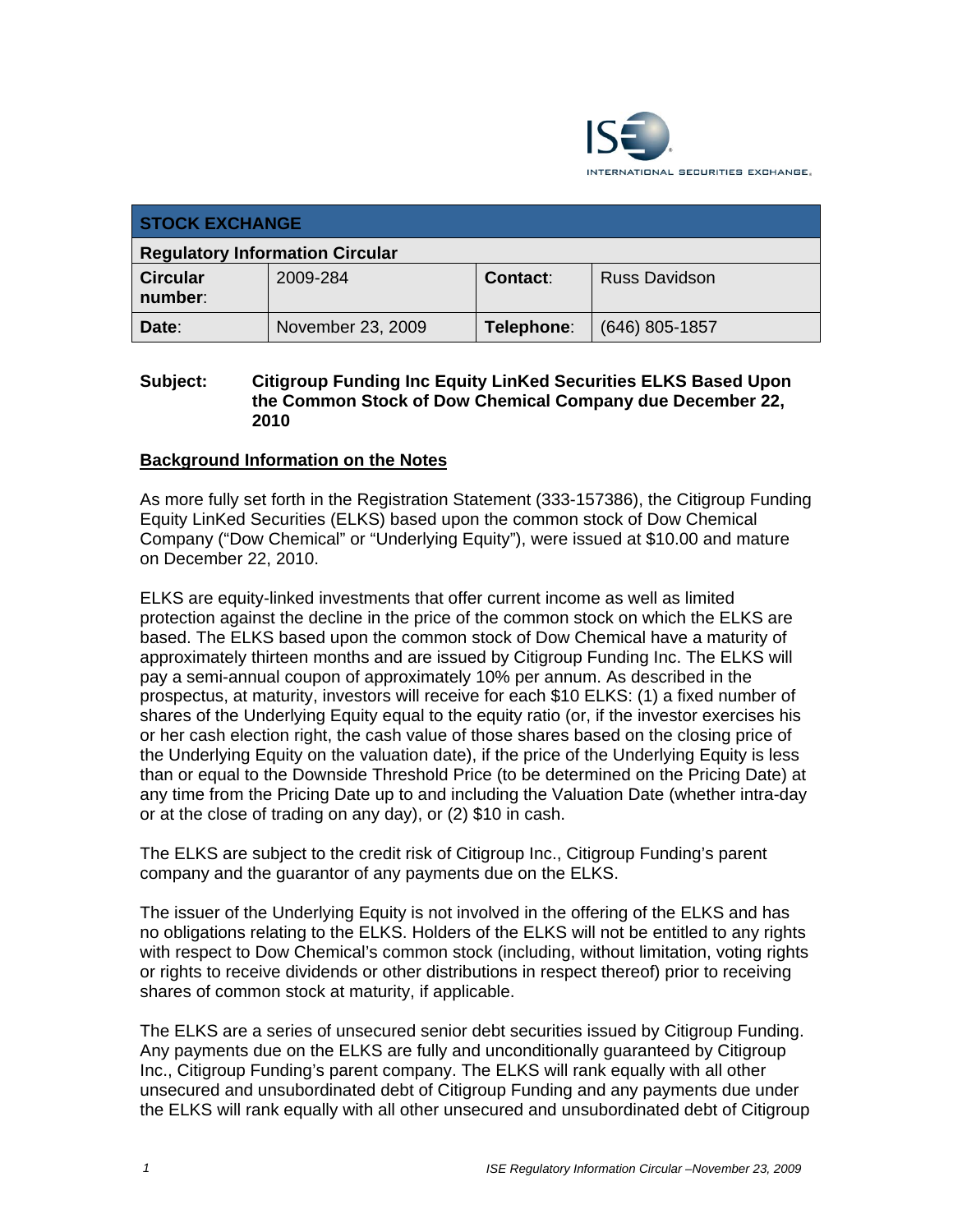INTERNATIONAL SECURITIES EXCHANGE.

| STOCK EXCHANGE | | | |
|---|---|---|---|
| **Regulatory Information Circular** | | | |
| **Circular number:** | 2009-284 | **Contact:** | Russ Davidson |
| **Date:** | November 23, 2009 | **Telephone:** | (646) 805-1857 |

**Subject:** **Citigroup Funding Inc Equity LinKed Securities ELKS Based Upon the Common Stock of Dow Chemical Company due December 22, 2010**

## Background Information on the Notes

As more fully set forth in the Registration Statement (333-157386), the Citigroup Funding Equity LinKed Securities (ELKS) based upon the common stock of Dow Chemical Company ("Dow Chemical" or "Underlying Equity"), were issued at $10.00 and mature on December 22, 2010.

ELKS are equity-linked investments that offer current income as well as limited protection against the decline in the price of the common stock on which the ELKS are based. The ELKS based upon the common stock of Dow Chemical have a maturity of approximately thirteen months and are issued by Citigroup Funding Inc. The ELKS will pay a semi-annual coupon of approximately 10% per annum. As described in the prospectus, at maturity, investors will receive for each $10 ELKS: (1) a fixed number of shares of the Underlying Equity equal to the equity ratio (or, if the investor exercises his or her cash election right, the cash value of those shares based on the closing price of the Underlying Equity on the valuation date), if the price of the Underlying Equity is less than or equal to the Downside Threshold Price (to be determined on the Pricing Date) at any time from the Pricing Date up to and including the Valuation Date (whether intra-day or at the close of trading on any day), or (2) $10 in cash.

The ELKS are subject to the credit risk of Citigroup Inc., Citigroup Funding's parent company and the guarantor of any payments due on the ELKS.

The issuer of the Underlying Equity is not involved in the offering of the ELKS and has no obligations relating to the ELKS. Holders of the ELKS will not be entitled to any rights with respect to Dow Chemical's common stock (including, without limitation, voting rights or rights to receive dividends or other distributions in respect thereof) prior to receiving shares of common stock at maturity, if applicable.

The ELKS are a series of unsecured senior debt securities issued by Citigroup Funding. Any payments due on the ELKS are fully and unconditionally guaranteed by Citigroup Inc., Citigroup Funding's parent company. The ELKS will rank equally with all other unsecured and unsubordinated debt of Citigroup Funding and any payments due under the ELKS will rank equally with all other unsecured and unsubordinated debt of Citigroup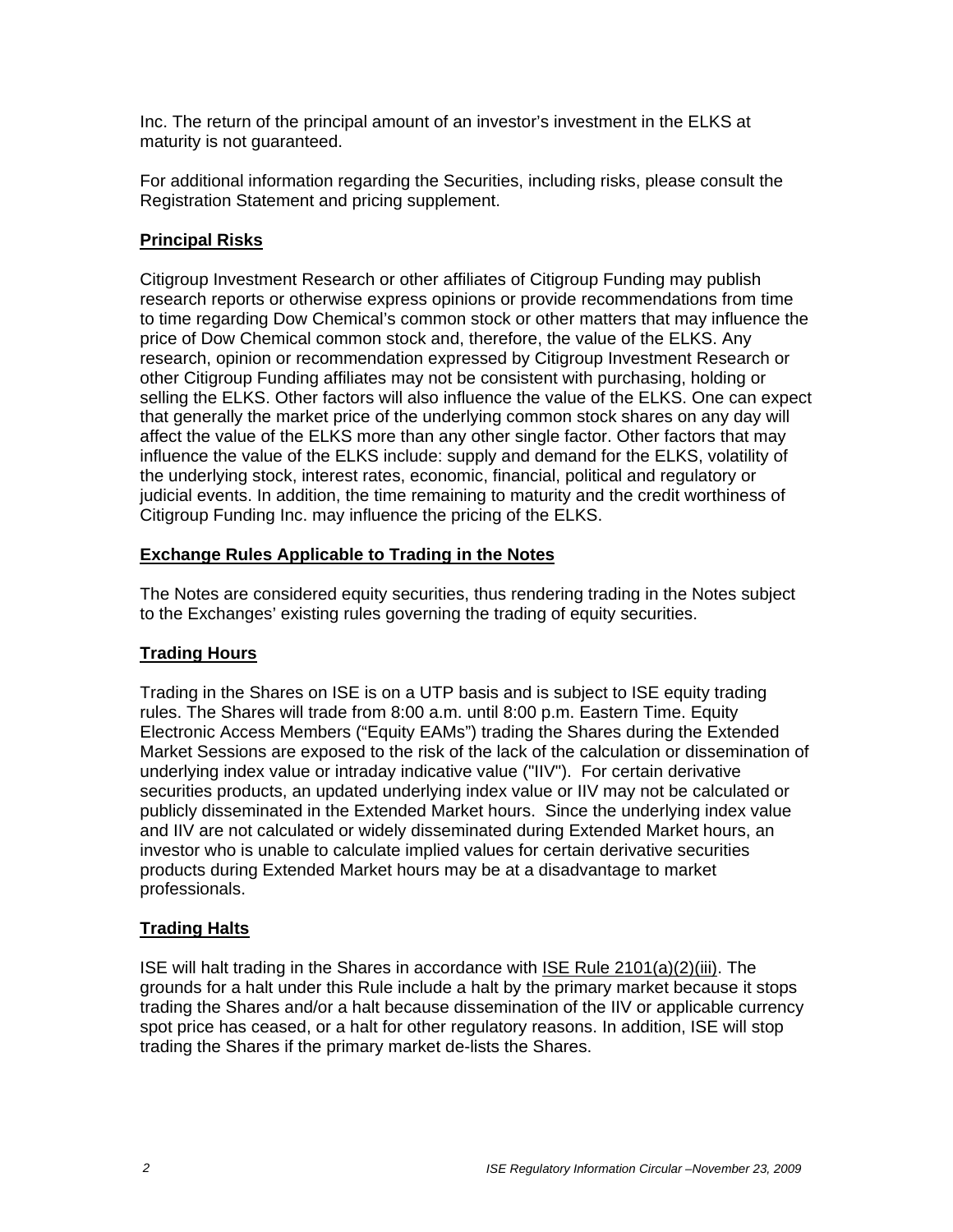Inc. The return of the principal amount of an investor's investment in the ELKS at maturity is not guaranteed.

For additional information regarding the Securities, including risks, please consult the Registration Statement and pricing supplement.

## Principal Risks

Citigroup Investment Research or other affiliates of Citigroup Funding may publish research reports or otherwise express opinions or provide recommendations from time to time regarding Dow Chemical's common stock or other matters that may influence the price of Dow Chemical common stock and, therefore, the value of the ELKS. Any research, opinion or recommendation expressed by Citigroup Investment Research or other Citigroup Funding affiliates may not be consistent with purchasing, holding or selling the ELKS. Other factors will also influence the value of the ELKS. One can expect that generally the market price of the underlying common stock shares on any day will affect the value of the ELKS more than any other single factor. Other factors that may influence the value of the ELKS include: supply and demand for the ELKS, volatility of the underlying stock, interest rates, economic, financial, political and regulatory or judicial events. In addition, the time remaining to maturity and the credit worthiness of Citigroup Funding Inc. may influence the pricing of the ELKS.

## Exchange Rules Applicable to Trading in the Notes

The Notes are considered equity securities, thus rendering trading in the Notes subject to the Exchanges' existing rules governing the trading of equity securities.

## Trading Hours

Trading in the Shares on ISE is on a UTP basis and is subject to ISE equity trading rules. The Shares will trade from 8:00 a.m. until 8:00 p.m. Eastern Time. Equity Electronic Access Members ("Equity EAMs") trading the Shares during the Extended Market Sessions are exposed to the risk of the lack of the calculation or dissemination of underlying index value or intraday indicative value ("IIV"). For certain derivative securities products, an updated underlying index value or IIV may not be calculated or publicly disseminated in the Extended Market hours. Since the underlying index value and IIV are not calculated or widely disseminated during Extended Market hours, an investor who is unable to calculate implied values for certain derivative securities products during Extended Market hours may be at a disadvantage to market professionals.

## Trading Halts

ISE will halt trading in the Shares in accordance with ISE Rule 2101(a)(2)(iii). The grounds for a halt under this Rule include a halt by the primary market because it stops trading the Shares and/or a halt because dissemination of the IIV or applicable currency spot price has ceased, or a halt for other regulatory reasons. In addition, ISE will stop trading the Shares if the primary market de-lists the Shares.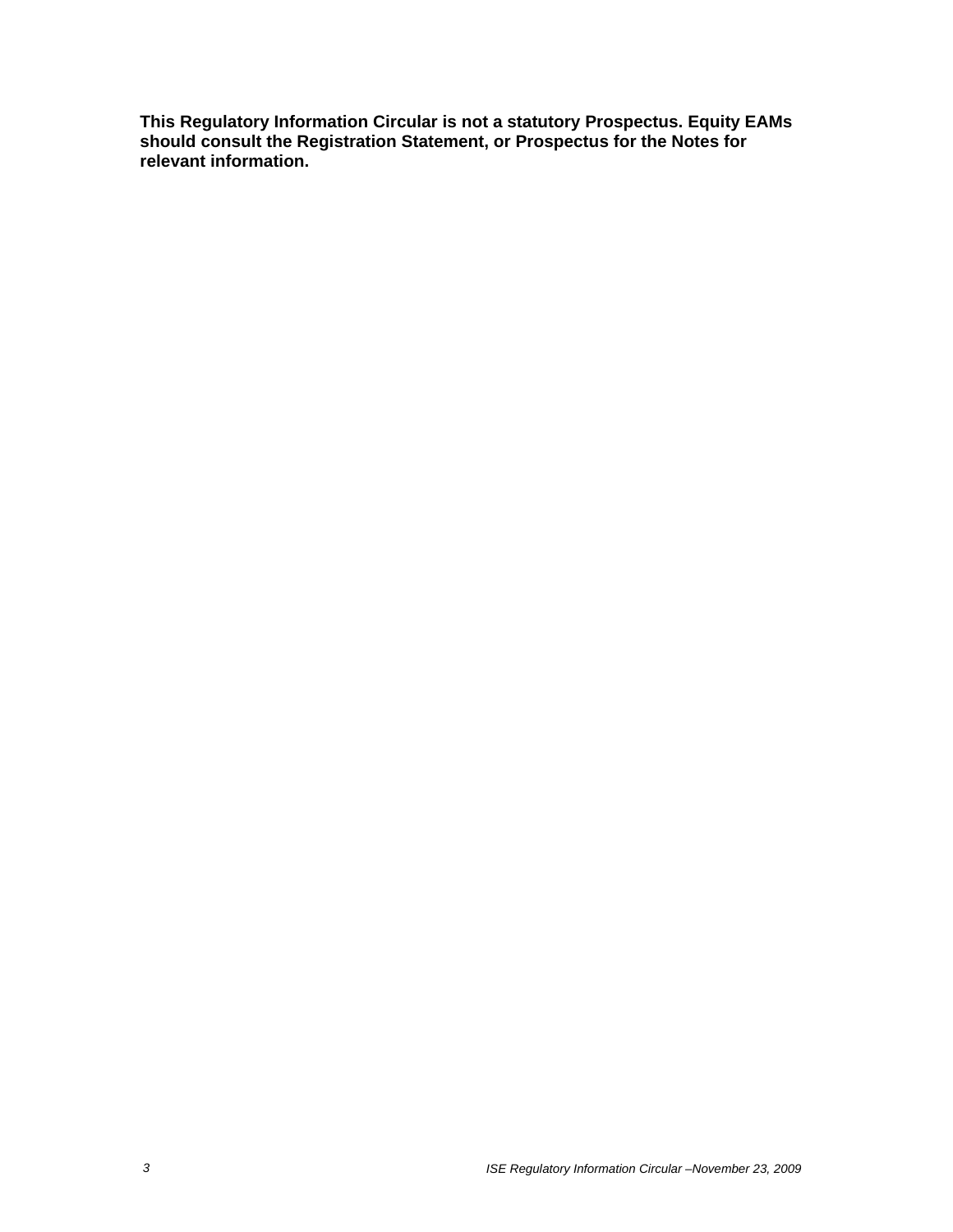**This Regulatory Information Circular is not a statutory Prospectus. Equity EAMs should consult the Registration Statement, or Prospectus for the Notes for relevant information.**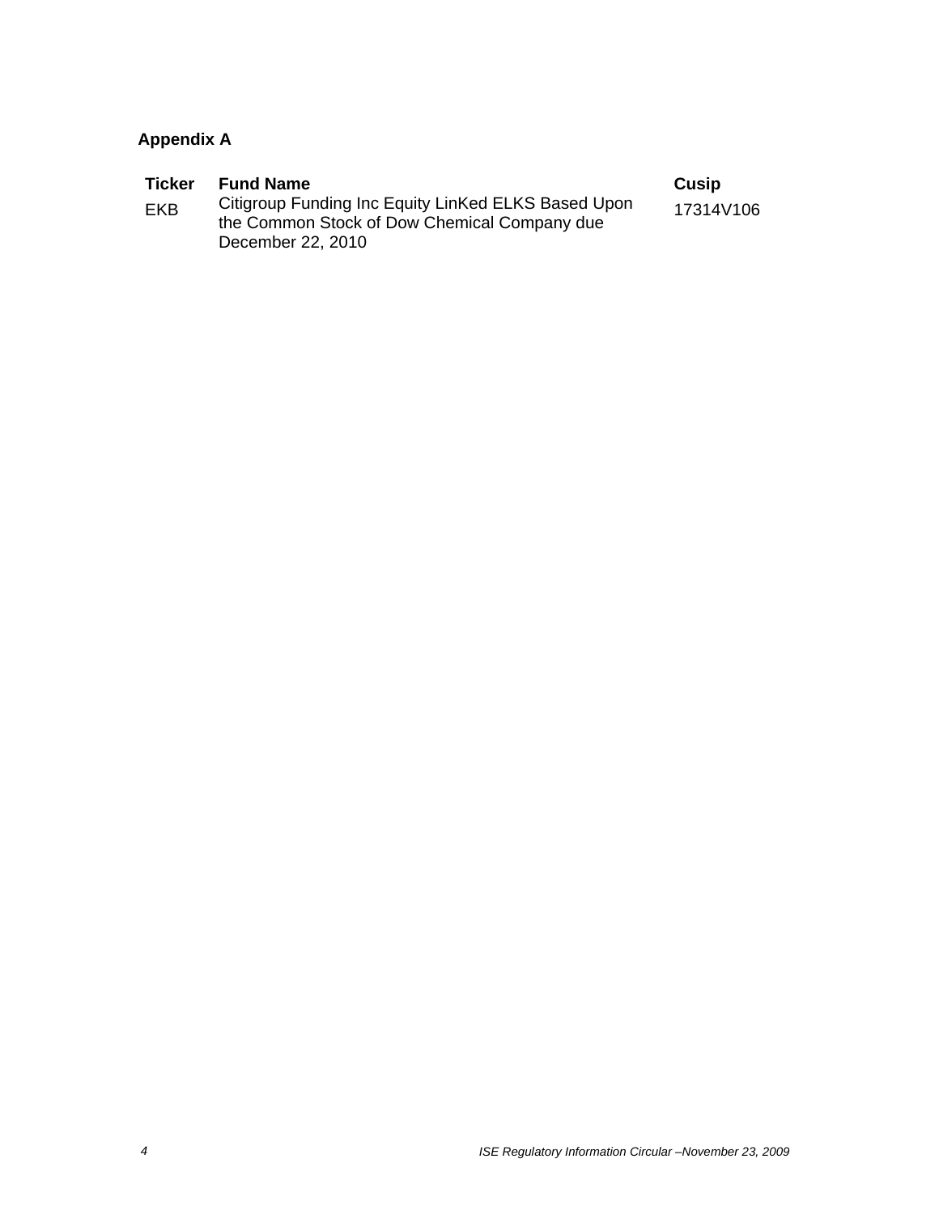## Appendix A

| Ticker | Fund Name | Cusip |
|---|---|---|
| EKB | Citigroup Funding Inc Equity LinKed ELKS Based Upon the Common Stock of Dow Chemical Company due December 22, 2010 | 17314V106 |